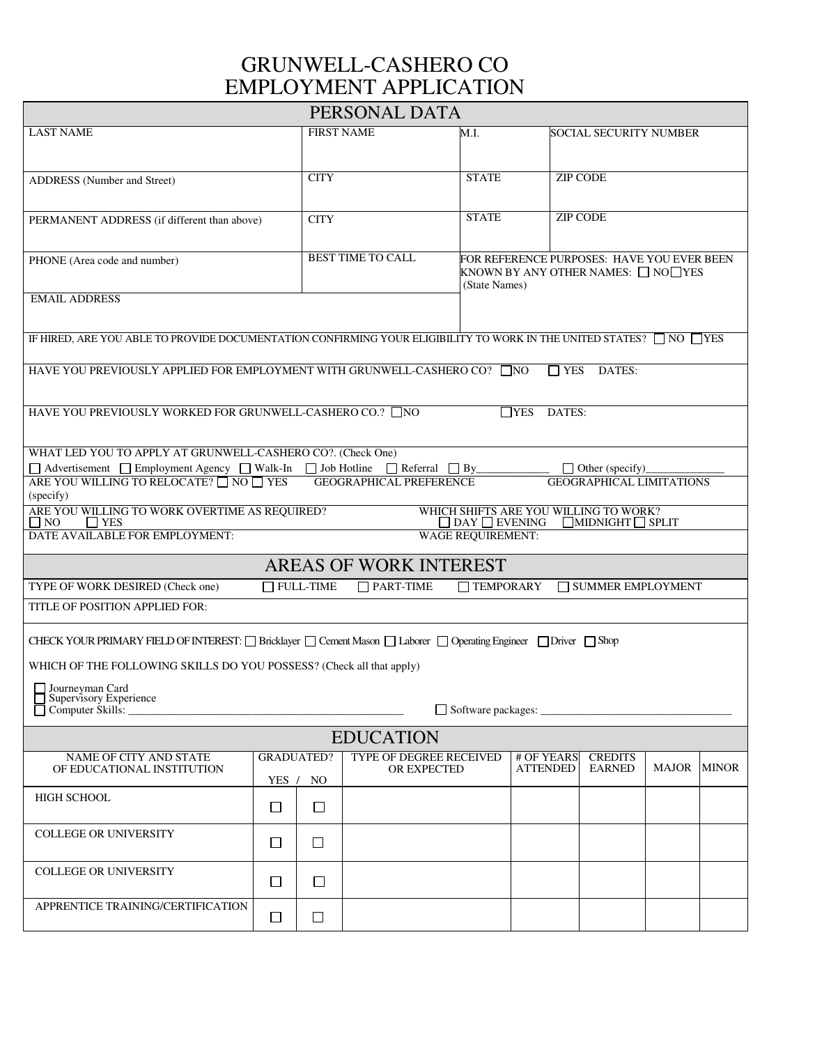# GRUNWELL-CASHERO CO
# EMPLOYMENT APPLICATION

## PERSONAL DATA

| LAST NAME | FIRST NAME | M.I. | SOCIAL SECURITY NUMBER |
|---|---|---|---|
| ADDRESS (Number and Street) | CITY | STATE | ZIP CODE |
| PERMANENT ADDRESS (if different than above) | CITY | STATE | ZIP CODE |
| PHONE (Area code and number) | BEST TIME TO CALL | FOR REFERENCE PURPOSES: HAVE YOU EVER BEEN KNOWN BY ANY OTHER NAMES: ☐ NO ☐ YES (State Names) | |
| EMAIL ADDRESS | | | |

IF HIRED, ARE YOU ABLE TO PROVIDE DOCUMENTATION CONFIRMING YOUR ELIGIBILITY TO WORK IN THE UNITED STATES? ☐ NO ☐ YES

HAVE YOU PREVIOUSLY APPLIED FOR EMPLOYMENT WITH GRUNWELL-CASHERO CO? ☐ NO ☐ YES DATES:

HAVE YOU PREVIOUSLY WORKED FOR GRUNWELL-CASHERO CO.? ☐ NO ☐ YES DATES:

WHAT LED YOU TO APPLY AT GRUNWELL-CASHERO CO?. (Check One)
☐ Advertisement ☐ Employment Agency ☐ Walk-In ☐ Job Hotline ☐ Referral ☐ By____________ ☐ Other (specify)______________

ARE YOU WILLING TO RELOCATE? ☐ NO ☐ YES (specify) GEOGRAPHICAL PREFERENCE GEOGRAPHICAL LIMITATIONS

ARE YOU WILLING TO WORK OVERTIME AS REQUIRED? ☐ NO ☐ YES WHICH SHIFTS ARE YOU WILLING TO WORK? ☐ DAY ☐ EVENING ☐ MIDNIGHT ☐ SPLIT

DATE AVAILABLE FOR EMPLOYMENT: WAGE REQUIREMENT:

## AREAS OF WORK INTEREST

TYPE OF WORK DESIRED (Check one) ☐ FULL-TIME ☐ PART-TIME ☐ TEMPORARY ☐ SUMMER EMPLOYMENT

TITLE OF POSITION APPLIED FOR:

CHECK YOUR PRIMARY FIELD OF INTEREST: ☐ Bricklayer ☐ Cement Mason ☐ Laborer ☐ Operating Engineer ☐ Driver ☐ Shop

WHICH OF THE FOLLOWING SKILLS DO YOU POSSESS? (Check all that apply)

☐ Journeyman Card
☐ Supervisory Experience
☐ Computer Skills: ________________________________________________ ☐ Software packages: __________________________________

## EDUCATION

| NAME OF CITY AND STATE OF EDUCATIONAL INSTITUTION | GRADUATED? YES | NO | TYPE OF DEGREE RECEIVED OR EXPECTED | # OF YEARS ATTENDED | CREDITS EARNED | MAJOR | MINOR |
|---|---|---|---|---|---|---|---|
| HIGH SCHOOL | ☐ | ☐ | | | | | |
| COLLEGE OR UNIVERSITY | ☐ | ☐ | | | | | |
| COLLEGE OR UNIVERSITY | ☐ | ☐ | | | | | |
| APPRENTICE TRAINING/CERTIFICATION | ☐ | ☐ | | | | | |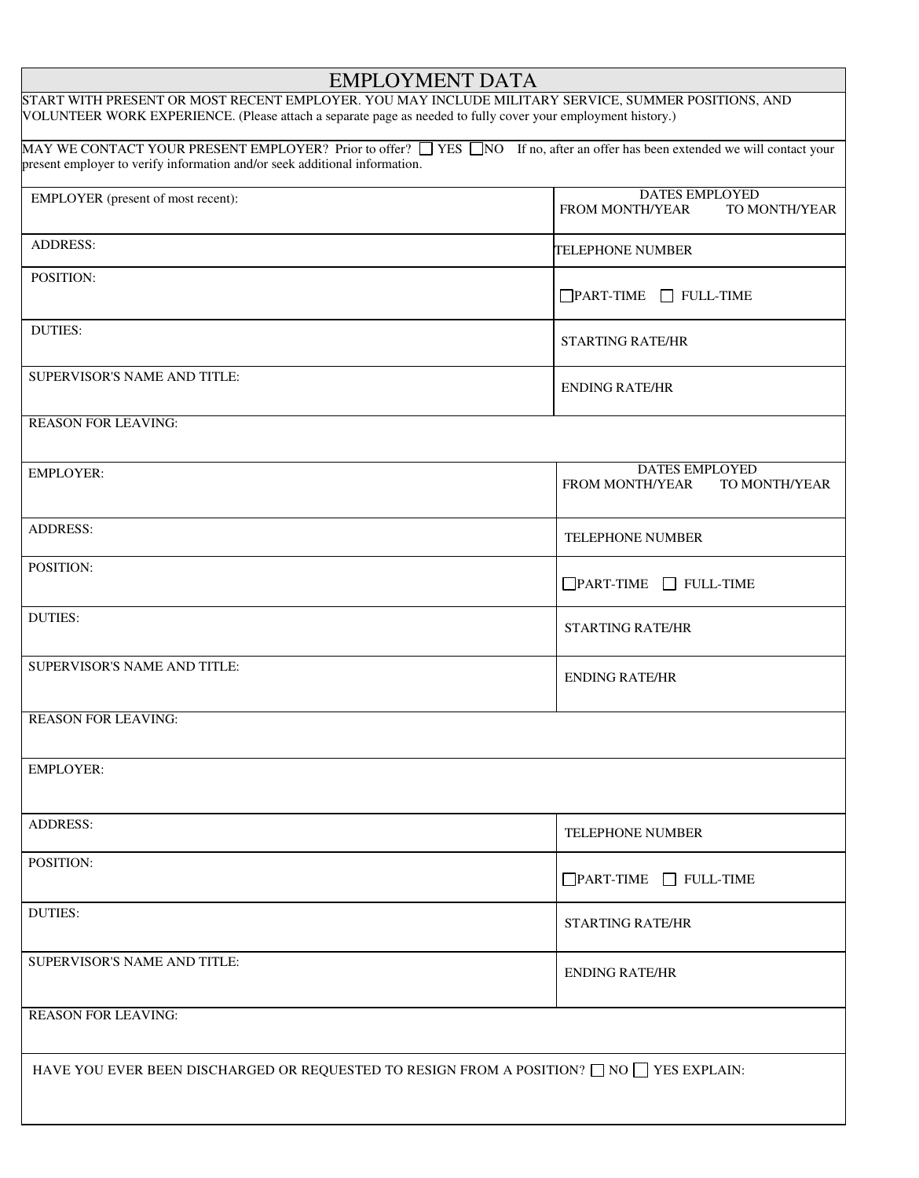# EMPLOYMENT DATA

START WITH PRESENT OR MOST RECENT EMPLOYER. YOU MAY INCLUDE MILITARY SERVICE, SUMMER POSITIONS, AND VOLUNTEER WORK EXPERIENCE. (Please attach a separate page as needed to fully cover your employment history.)

MAY WE CONTACT YOUR PRESENT EMPLOYER? Prior to offer? ☐ YES ☐ NO If no, after an offer has been extended we will contact your present employer to verify information and/or seek additional information.

| EMPLOYER (present of most recent): | DATES EMPLOYED<br>FROM MONTH/YEAR TO MONTH/YEAR |
|---|---|
| ADDRESS: | TELEPHONE NUMBER |
| POSITION: | ☐ PART-TIME ☐ FULL-TIME |
| DUTIES: | STARTING RATE/HR |
| SUPERVISOR'S NAME AND TITLE: | ENDING RATE/HR |
| REASON FOR LEAVING: | |

| EMPLOYER: | DATES EMPLOYED<br>FROM MONTH/YEAR TO MONTH/YEAR |
|---|---|
| ADDRESS: | TELEPHONE NUMBER |
| POSITION: | ☐ PART-TIME ☐ FULL-TIME |
| DUTIES: | STARTING RATE/HR |
| SUPERVISOR'S NAME AND TITLE: | ENDING RATE/HR |
| REASON FOR LEAVING: | |

| EMPLOYER: | |
|---|---|
| ADDRESS: | TELEPHONE NUMBER |
| POSITION: | ☐ PART-TIME ☐ FULL-TIME |
| DUTIES: | STARTING RATE/HR |
| SUPERVISOR'S NAME AND TITLE: | ENDING RATE/HR |
| REASON FOR LEAVING: | |

HAVE YOU EVER BEEN DISCHARGED OR REQUESTED TO RESIGN FROM A POSITION? ☐ NO ☐ YES EXPLAIN: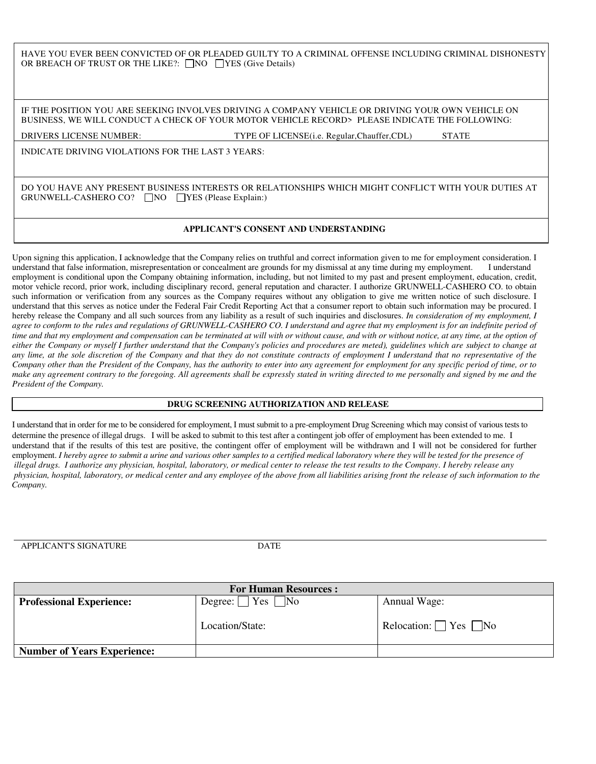HAVE YOU EVER BEEN CONVICTED OF OR PLEADED GUILTY TO A CRIMINAL OFFENSE INCLUDING CRIMINAL DISHONESTY OR BREACH OF TRUST OR THE LIKE?: ☐NO ☐YES (Give Details)

IF THE POSITION YOU ARE SEEKING INVOLVES DRIVING A COMPANY VEHICLE OR DRIVING YOUR OWN VEHICLE ON BUSINESS, WE WILL CONDUCT A CHECK OF YOUR MOTOR VEHICLE RECORD> PLEASE INDICATE THE FOLLOWING:

DRIVERS LICENSE NUMBER: TYPE OF LICENSE(i.e. Regular,Chauffer,CDL) STATE

INDICATE DRIVING VIOLATIONS FOR THE LAST 3 YEARS:

DO YOU HAVE ANY PRESENT BUSINESS INTERESTS OR RELATIONSHIPS WHICH MIGHT CONFLICT WITH YOUR DUTIES AT GRUNWELL-CASHERO CO? ☐NO ☐YES (Please Explain:)

## APPLICANT'S CONSENT AND UNDERSTANDING

Upon signing this application, I acknowledge that the Company relies on truthful and correct information given to me for employment consideration. I understand that false information, misrepresentation or concealment are grounds for my dismissal at any time during my employment. I understand employment is conditional upon the Company obtaining information, including, but not limited to my past and present employment, education, credit, motor vehicle record, prior work, including disciplinary record, general reputation and character. I authorize GRUNWELL-CASHERO CO. to obtain such information or verification from any sources as the Company requires without any obligation to give me written notice of such disclosure. I understand that this serves as notice under the Federal Fair Credit Reporting Act that a consumer report to obtain such information may be procured. I hereby release the Company and all such sources from any liability as a result of such inquiries and disclosures. *In consideration of my employment, I agree to conform to the rules and regulations of GRUNWELL-CASHERO CO. I understand and agree that my employment is for an indefinite period of time and that my employment and compensation can be terminated at will with or without cause, and with or without notice, at any time, at the option of either the Company or myself I further understand that the Company's policies and procedures are meted), guidelines which are subject to change at any lime, at the sole discretion of the Company and that they do not constitute contracts of employment I understand that no representative of the Company other than the President of the Company, has the authority to enter into any agreement for employment for any specific period of time, or to make any agreement contrary to the foregoing. All agreements shall be expressly stated in writing directed to me personally and signed by me and the President of the Company.*

## DRUG SCREENING AUTHORIZATION AND RELEASE

I understand that in order for me to be considered for employment, I must submit to a pre-employment Drug Screening which may consist of various tests to determine the presence of illegal drugs. I will be asked to submit to this test after a contingent job offer of employment has been extended to me. I understand that if the results of this test are positive, the contingent offer of employment will be withdrawn and I will not be considered for further employment. *I hereby agree to submit a urine and various other samples to a certified medical laboratory where they will be tested for the presence of illegal drugs. I authorize any physician, hospital, laboratory, or medical center to release the test results to the Company. I hereby release any physician, hospital, laboratory, or medical center and any employee of the above from all liabilities arising front the release of such information to the Company.*

APPLICANT'S SIGNATURE DATE

| For Human Resources : | | |
|---|---|---|
| **Professional Experience:** | Degree: ☐ Yes ☐No<br><br>Location/State: | Annual Wage:<br><br>Relocation: ☐ Yes ☐No |
| **Number of Years Experience:** | | |